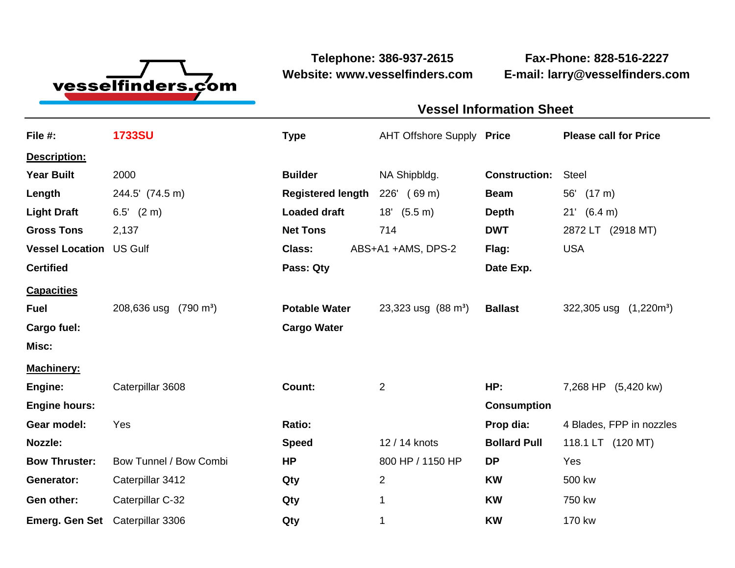vesselfinders.com

**Telephone: 386-937-2615**
**Website: www.vesselfinders.com**

**Fax-Phone: 828-516-2227**
**E-mail: larry@vesselfinders.com**

## Vessel Information Sheet

| | | | | | |
|---|---|---|---|---|---|
| **File #:** | **1733SU** | **Type** | AHT Offshore Supply | **Price** | **Please call for Price** |
| **Description:** | | | | | |
| **Year Built** | 2000 | **Builder** | NA Shipbldg. | **Construction:** | Steel |
| **Length** | 244.5' (74.5 m) | **Registered length** | 226' ( 69 m) | **Beam** | 56' (17 m) |
| **Light Draft** | 6.5' (2 m) | **Loaded draft** | 18' (5.5 m) | **Depth** | 21' (6.4 m) |
| **Gross Tons** | 2,137 | **Net Tons** | 714 | **DWT** | 2872 LT (2918 MT) |
| **Vessel Location** | US Gulf | **Class:** | ABS+A1 +AMS, DPS-2 | **Flag:** | USA |
| **Certified** | | **Pass: Qty** | | **Date Exp.** | |
| **Capacities** | | | | | |
| **Fuel** | 208,636 usg (790 m³) | **Potable Water** | 23,323 usg (88 m³) | **Ballast** | 322,305 usg (1,220m³) |
| **Cargo fuel:** | | **Cargo Water** | | | |
| **Misc:** | | | | | |
| **Machinery:** | | | | | |
| **Engine:** | Caterpillar 3608 | **Count:** | 2 | **HP:** | 7,268 HP (5,420 kw) |
| **Engine hours:** | | | | **Consumption** | |
| **Gear model:** | Yes | **Ratio:** | | **Prop dia:** | 4 Blades, FPP in nozzles |
| **Nozzle:** | | **Speed** | 12 / 14 knots | **Bollard Pull** | 118.1 LT (120 MT) |
| **Bow Thruster:** | Bow Tunnel / Bow Combi | **HP** | 800 HP / 1150 HP | **DP** | Yes |
| **Generator:** | Caterpillar 3412 | **Qty** | 2 | **KW** | 500 kw |
| **Gen other:** | Caterpillar C-32 | **Qty** | 1 | **KW** | 750 kw |
| **Emerg. Gen Set** | Caterpillar 3306 | **Qty** | 1 | **KW** | 170 kw |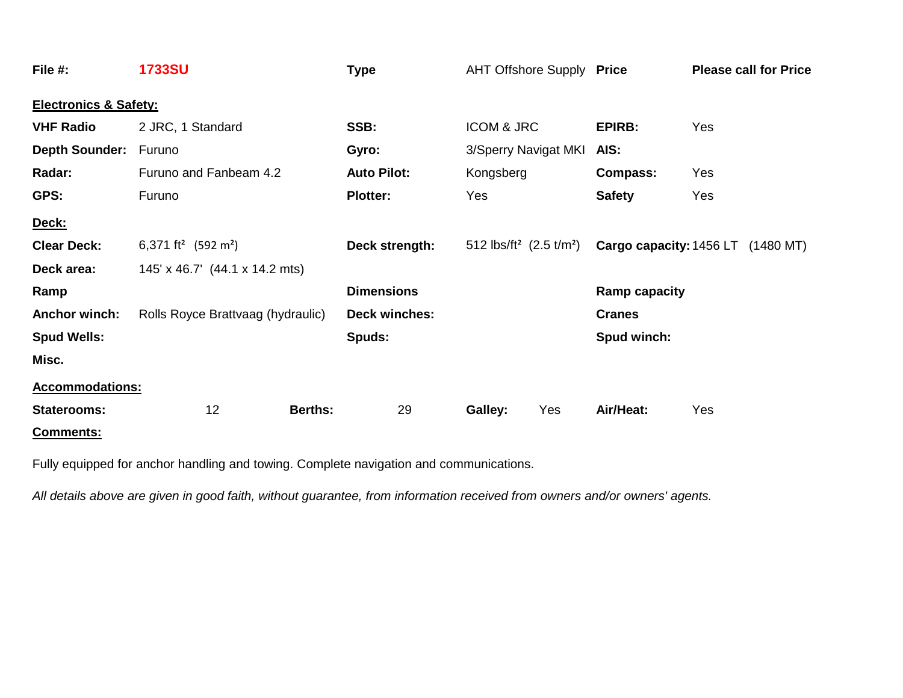| | | | | | |
|---|---|---|---|---|---|
| **File #:** | **1733SU** | **Type** | AHT Offshore Supply | **Price** | **Please call for Price** |

**Electronics & Safety:**

| | | | | | |
|---|---|---|---|---|---|
| **VHF Radio** | 2 JRC, 1 Standard | **SSB:** | ICOM & JRC | **EPIRB:** | Yes |
| **Depth Sounder:** | Furuno | **Gyro:** | 3/Sperry Navigat MKI | **AIS:** | |
| **Radar:** | Furuno and Fanbeam 4.2 | **Auto Pilot:** | Kongsberg | **Compass:** | Yes |
| **GPS:** | Furuno | **Plotter:** | Yes | **Safety** | Yes |

**Deck:**

| | | | | | |
|---|---|---|---|---|---|
| **Clear Deck:** | 6,371 ft² (592 m²) | **Deck strength:** | 512 lbs/ft² (2.5 t/m²) | **Cargo capacity:** | 1456 LT (1480 MT) |
| **Deck area:** | 145' x 46.7' (44.1 x 14.2 mts) | | | | |
| **Ramp** | | **Dimensions** | | **Ramp capacity** | |
| **Anchor winch:** | Rolls Royce Brattvaag (hydraulic) | **Deck winches:** | | **Cranes** | |
| **Spud Wells:** | | **Spuds:** | | **Spud winch:** | |
| **Misc.** | | | | | |

**Accommodations:**

| | | | | | | | |
|---|---|---|---|---|---|---|---|
| **Staterooms:** | 12 | **Berths:** | 29 | **Galley:** | Yes | **Air/Heat:** | Yes |

**Comments:**

Fully equipped for anchor handling and towing. Complete navigation and communications.

*All details above are given in good faith, without guarantee, from information received from owners and/or owners' agents.*